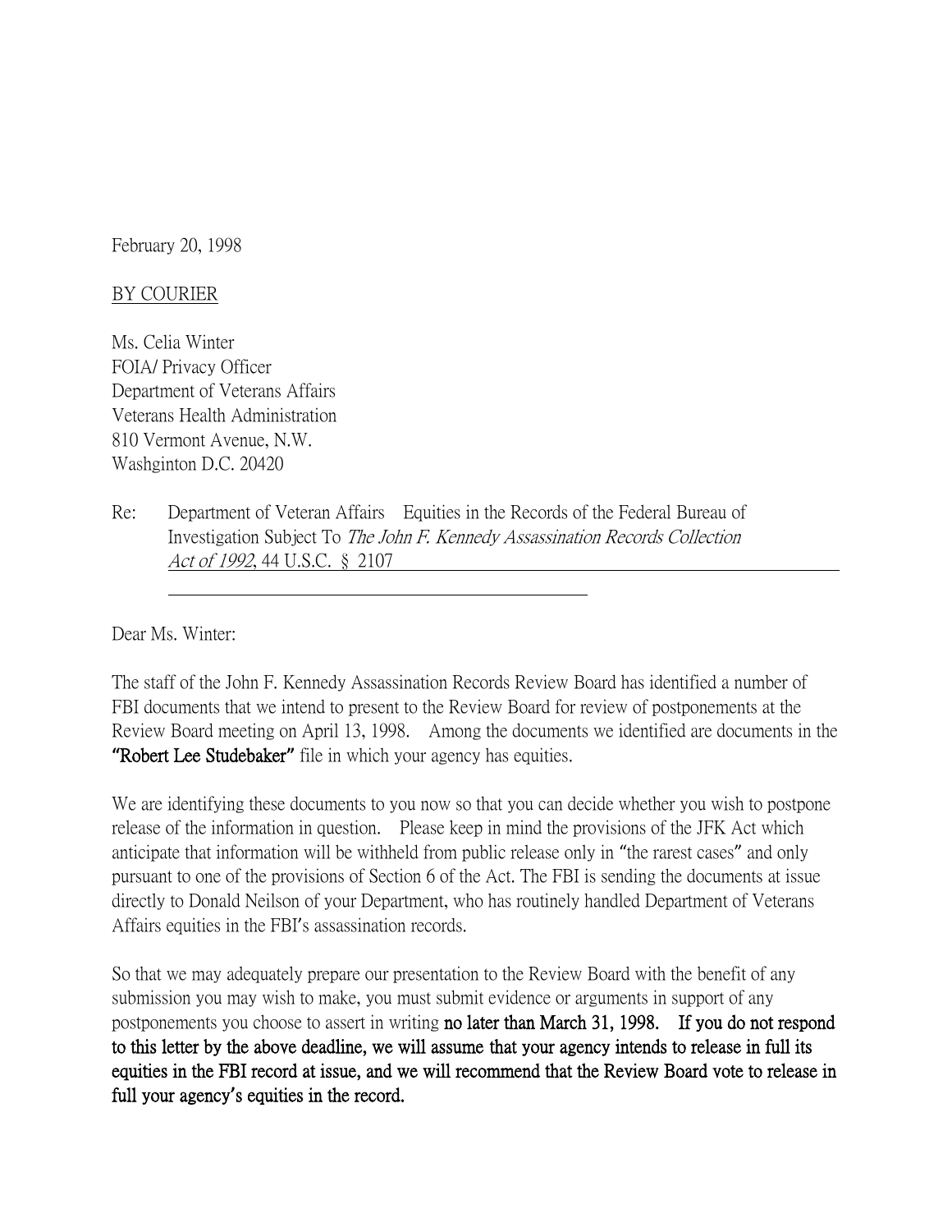February 20, 1998

BY COURIER

Ms. Celia Winter  
FOIA/ Privacy Officer  
Department of Veterans Affairs  
Veterans Health Administration  
810 Vermont Avenue, N.W.  
Washginton D.C. 20420

Re: Department of Veteran Affairs Equities in the Records of the Federal Bureau of Investigation Subject To *The John F. Kennedy Assassination Records Collection Act of 1992*, 44 U.S.C. § 2107

Dear Ms. Winter:

The staff of the John F. Kennedy Assassination Records Review Board has identified a number of FBI documents that we intend to present to the Review Board for review of postponements at the Review Board meeting on April 13, 1998. Among the documents we identified are documents in the **"Robert Lee Studebaker"** file in which your agency has equities.

We are identifying these documents to you now so that you can decide whether you wish to postpone release of the information in question. Please keep in mind the provisions of the JFK Act which anticipate that information will be withheld from public release only in "the rarest cases" and only pursuant to one of the provisions of Section 6 of the Act. The FBI is sending the documents at issue directly to Donald Neilson of your Department, who has routinely handled Department of Veterans Affairs equities in the FBI's assassination records.

So that we may adequately prepare our presentation to the Review Board with the benefit of any submission you may wish to make, you must submit evidence or arguments in support of any postponements you choose to assert in writing **no later than March 31, 1998. If you do not respond to this letter by the above deadline, we will assume that your agency intends to release in full its equities in the FBI record at issue, and we will recommend that the Review Board vote to release in full your agency's equities in the record.**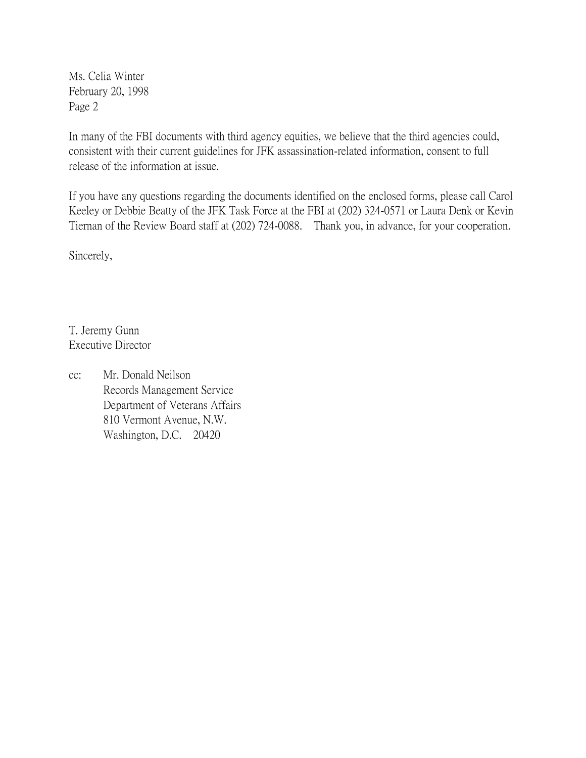Ms. Celia Winter
February 20, 1998
Page 2

In many of the FBI documents with third agency equities, we believe that the third agencies could, consistent with their current guidelines for JFK assassination-related information, consent to full release of the information at issue.

If you have any questions regarding the documents identified on the enclosed forms, please call Carol Keeley or Debbie Beatty of the JFK Task Force at the FBI at (202) 324-0571 or Laura Denk or Kevin Tiernan of the Review Board staff at (202) 724-0088. Thank you, in advance, for your cooperation.

Sincerely,

T. Jeremy Gunn
Executive Director

cc: Mr. Donald Neilson
Records Management Service
Department of Veterans Affairs
810 Vermont Avenue, N.W.
Washington, D.C. 20420